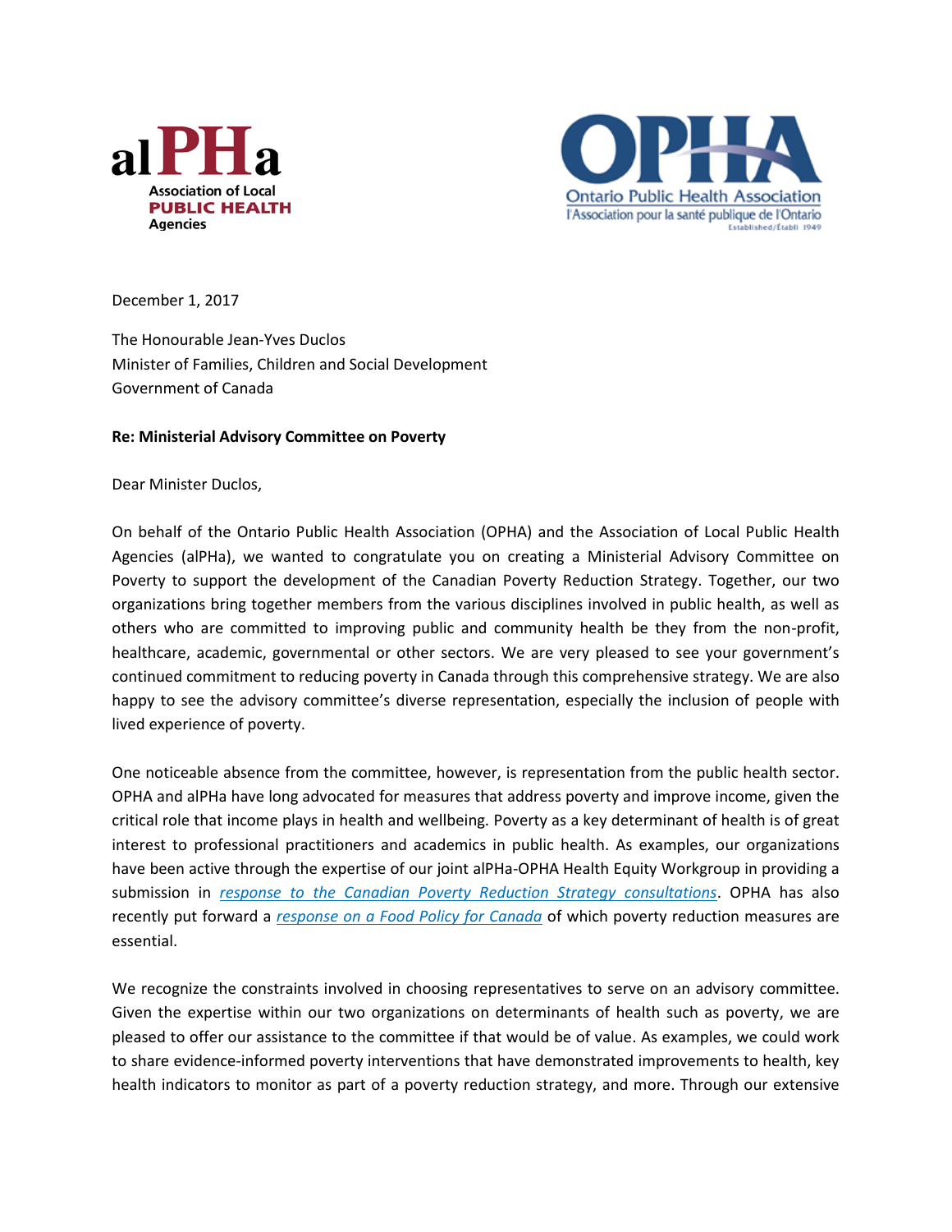alPHa
Association of Local
PUBLIC HEALTH
Agencies

OPHA
Ontario Public Health Association
l'Association pour la santé publique de l'Ontario
Established/Établi 1949

December 1, 2017

The Honourable Jean-Yves Duclos
Minister of Families, Children and Social Development
Government of Canada

**Re: Ministerial Advisory Committee on Poverty**

Dear Minister Duclos,

On behalf of the Ontario Public Health Association (OPHA) and the Association of Local Public Health Agencies (alPHa), we wanted to congratulate you on creating a Ministerial Advisory Committee on Poverty to support the development of the Canadian Poverty Reduction Strategy. Together, our two organizations bring together members from the various disciplines involved in public health, as well as others who are committed to improving public and community health be they from the non-profit, healthcare, academic, governmental or other sectors. We are very pleased to see your government's continued commitment to reducing poverty in Canada through this comprehensive strategy. We are also happy to see the advisory committee's diverse representation, especially the inclusion of people with lived experience of poverty.

One noticeable absence from the committee, however, is representation from the public health sector. OPHA and alPHa have long advocated for measures that address poverty and improve income, given the critical role that income plays in health and wellbeing. Poverty as a key determinant of health is of great interest to professional practitioners and academics in public health. As examples, our organizations have been active through the expertise of our joint alPHa-OPHA Health Equity Workgroup in providing a submission in *response to the Canadian Poverty Reduction Strategy consultations*. OPHA has also recently put forward a *response on a Food Policy for Canada* of which poverty reduction measures are essential.

We recognize the constraints involved in choosing representatives to serve on an advisory committee. Given the expertise within our two organizations on determinants of health such as poverty, we are pleased to offer our assistance to the committee if that would be of value. As examples, we could work to share evidence-informed poverty interventions that have demonstrated improvements to health, key health indicators to monitor as part of a poverty reduction strategy, and more. Through our extensive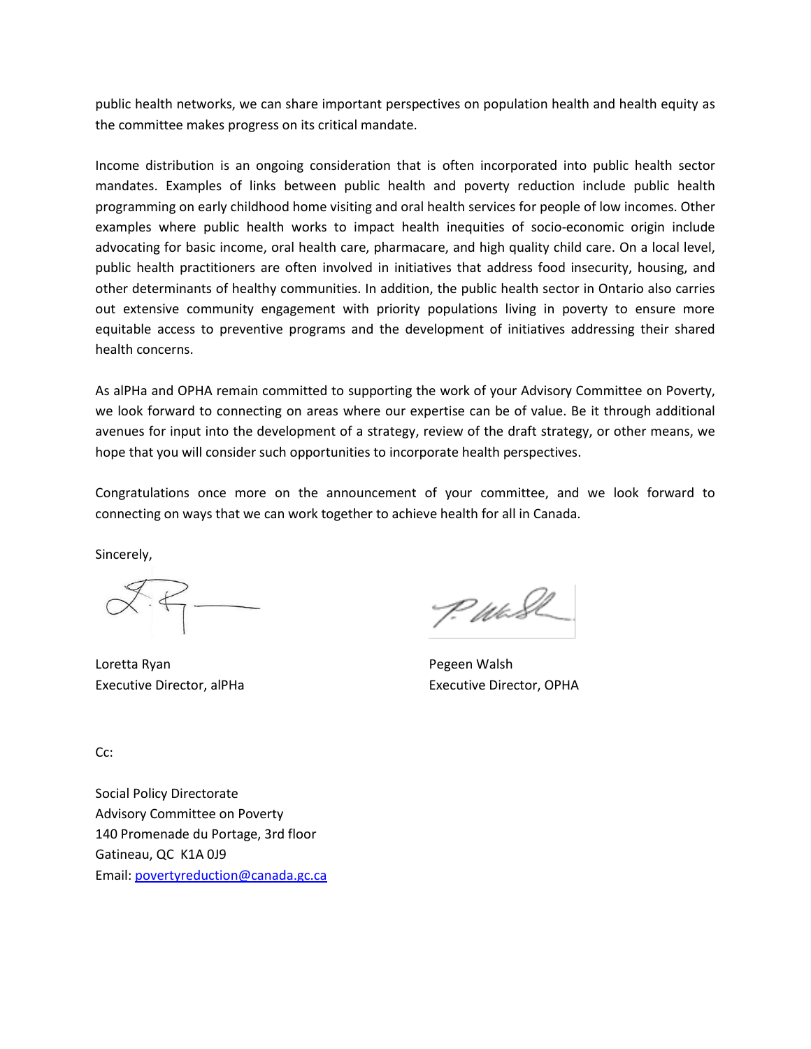public health networks, we can share important perspectives on population health and health equity as the committee makes progress on its critical mandate.

Income distribution is an ongoing consideration that is often incorporated into public health sector mandates. Examples of links between public health and poverty reduction include public health programming on early childhood home visiting and oral health services for people of low incomes. Other examples where public health works to impact health inequities of socio-economic origin include advocating for basic income, oral health care, pharmacare, and high quality child care. On a local level, public health practitioners are often involved in initiatives that address food insecurity, housing, and other determinants of healthy communities. In addition, the public health sector in Ontario also carries out extensive community engagement with priority populations living in poverty to ensure more equitable access to preventive programs and the development of initiatives addressing their shared health concerns.

As alPHa and OPHA remain committed to supporting the work of your Advisory Committee on Poverty, we look forward to connecting on areas where our expertise can be of value. Be it through additional avenues for input into the development of a strategy, review of the draft strategy, or other means, we hope that you will consider such opportunities to incorporate health perspectives.

Congratulations once more on the announcement of your committee, and we look forward to connecting on ways that we can work together to achieve health for all in Canada.

Sincerely,

Loretta Ryan
Executive Director, alPHa

Pegeen Walsh
Executive Director, OPHA

Cc:

Social Policy Directorate
Advisory Committee on Poverty
140 Promenade du Portage, 3rd floor
Gatineau, QC K1A 0J9
Email: povertyreduction@canada.gc.ca